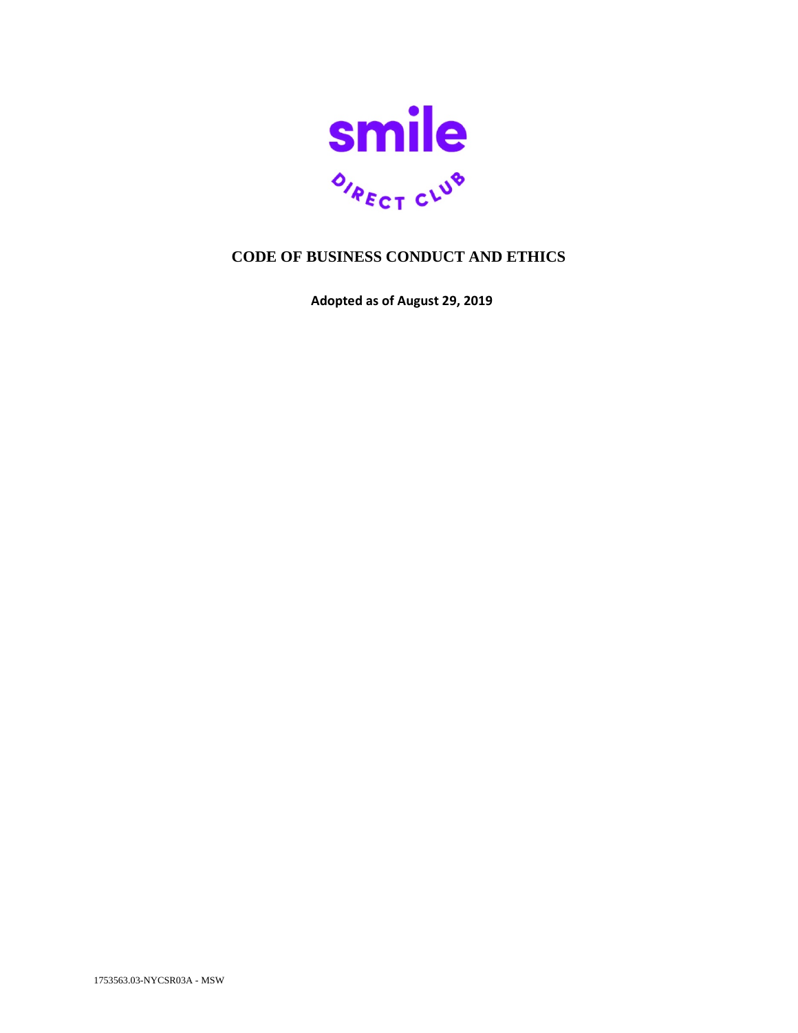smile

DIRECT CLUB

# CODE OF BUSINESS CONDUCT AND ETHICS

**Adopted as of August 29, 2019**

1753563.03-NYCSR03A - MSW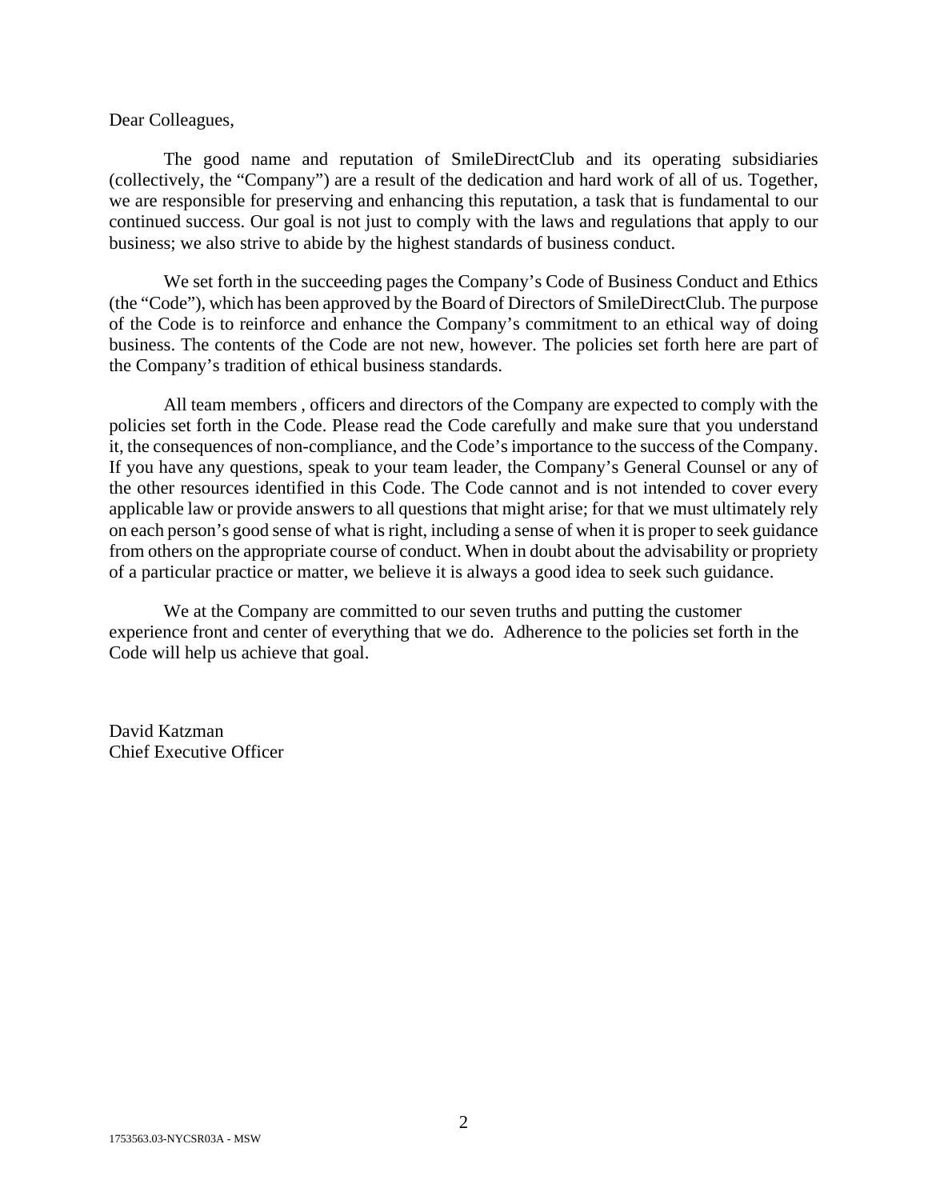Dear Colleagues,

The good name and reputation of SmileDirectClub and its operating subsidiaries (collectively, the "Company") are a result of the dedication and hard work of all of us. Together, we are responsible for preserving and enhancing this reputation, a task that is fundamental to our continued success. Our goal is not just to comply with the laws and regulations that apply to our business; we also strive to abide by the highest standards of business conduct.

We set forth in the succeeding pages the Company's Code of Business Conduct and Ethics (the "Code"), which has been approved by the Board of Directors of SmileDirectClub. The purpose of the Code is to reinforce and enhance the Company's commitment to an ethical way of doing business. The contents of the Code are not new, however. The policies set forth here are part of the Company's tradition of ethical business standards.

All team members , officers and directors of the Company are expected to comply with the policies set forth in the Code. Please read the Code carefully and make sure that you understand it, the consequences of non-compliance, and the Code's importance to the success of the Company. If you have any questions, speak to your team leader, the Company's General Counsel or any of the other resources identified in this Code. The Code cannot and is not intended to cover every applicable law or provide answers to all questions that might arise; for that we must ultimately rely on each person's good sense of what is right, including a sense of when it is proper to seek guidance from others on the appropriate course of conduct. When in doubt about the advisability or propriety of a particular practice or matter, we believe it is always a good idea to seek such guidance.

We at the Company are committed to our seven truths and putting the customer experience front and center of everything that we do. Adherence to the policies set forth in the Code will help us achieve that goal.

David Katzman
Chief Executive Officer

1753563.03-NYCSR03A - MSW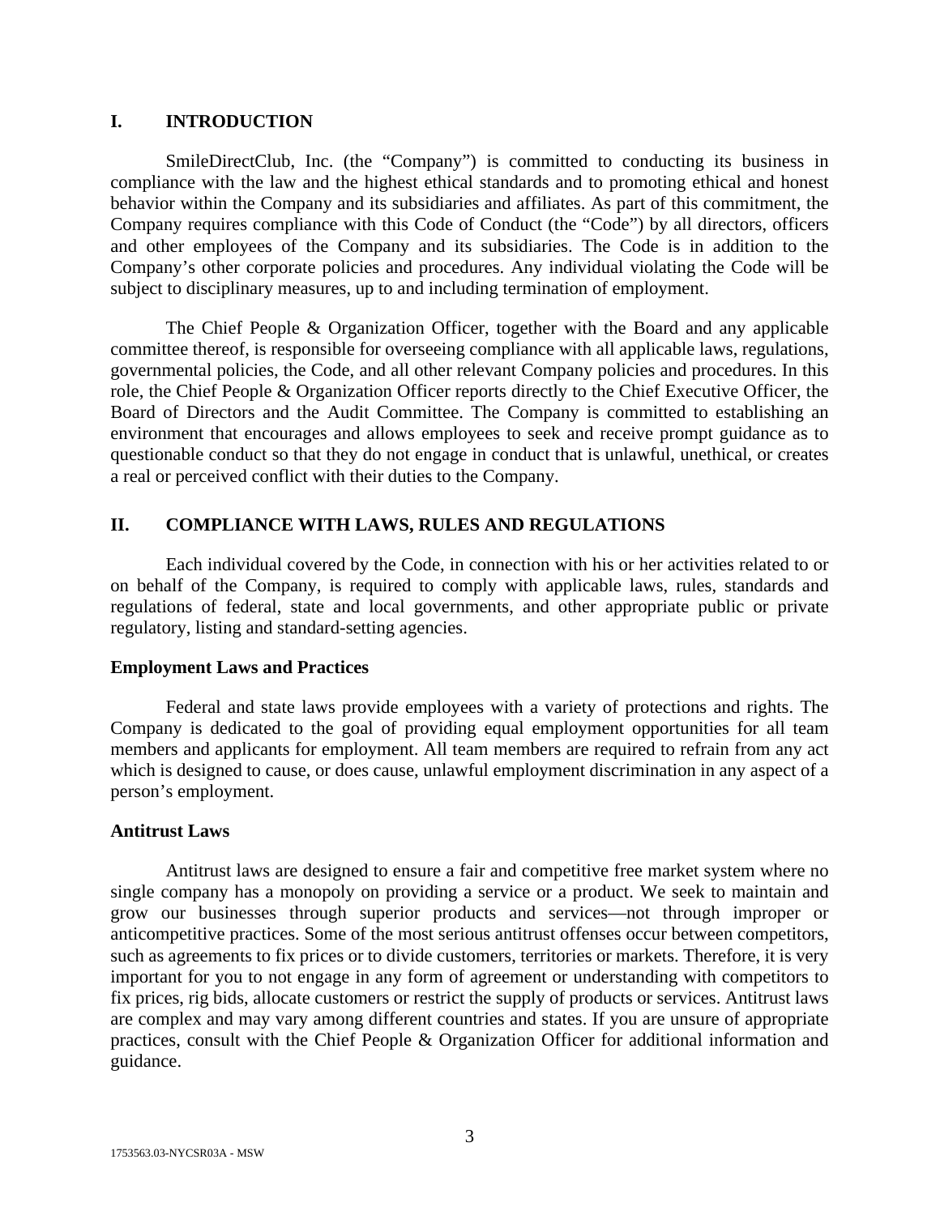## I. INTRODUCTION

SmileDirectClub, Inc. (the “Company”) is committed to conducting its business in compliance with the law and the highest ethical standards and to promoting ethical and honest behavior within the Company and its subsidiaries and affiliates. As part of this commitment, the Company requires compliance with this Code of Conduct (the “Code”) by all directors, officers and other employees of the Company and its subsidiaries. The Code is in addition to the Company’s other corporate policies and procedures. Any individual violating the Code will be subject to disciplinary measures, up to and including termination of employment.

The Chief People & Organization Officer, together with the Board and any applicable committee thereof, is responsible for overseeing compliance with all applicable laws, regulations, governmental policies, the Code, and all other relevant Company policies and procedures. In this role, the Chief People & Organization Officer reports directly to the Chief Executive Officer, the Board of Directors and the Audit Committee. The Company is committed to establishing an environment that encourages and allows employees to seek and receive prompt guidance as to questionable conduct so that they do not engage in conduct that is unlawful, unethical, or creates a real or perceived conflict with their duties to the Company.

## II. COMPLIANCE WITH LAWS, RULES AND REGULATIONS

Each individual covered by the Code, in connection with his or her activities related to or on behalf of the Company, is required to comply with applicable laws, rules, standards and regulations of federal, state and local governments, and other appropriate public or private regulatory, listing and standard-setting agencies.

### Employment Laws and Practices

Federal and state laws provide employees with a variety of protections and rights. The Company is dedicated to the goal of providing equal employment opportunities for all team members and applicants for employment. All team members are required to refrain from any act which is designed to cause, or does cause, unlawful employment discrimination in any aspect of a person’s employment.

### Antitrust Laws

Antitrust laws are designed to ensure a fair and competitive free market system where no single company has a monopoly on providing a service or a product. We seek to maintain and grow our businesses through superior products and services—not through improper or anticompetitive practices. Some of the most serious antitrust offenses occur between competitors, such as agreements to fix prices or to divide customers, territories or markets. Therefore, it is very important for you to not engage in any form of agreement or understanding with competitors to fix prices, rig bids, allocate customers or restrict the supply of products or services. Antitrust laws are complex and may vary among different countries and states. If you are unsure of appropriate practices, consult with the Chief People & Organization Officer for additional information and guidance.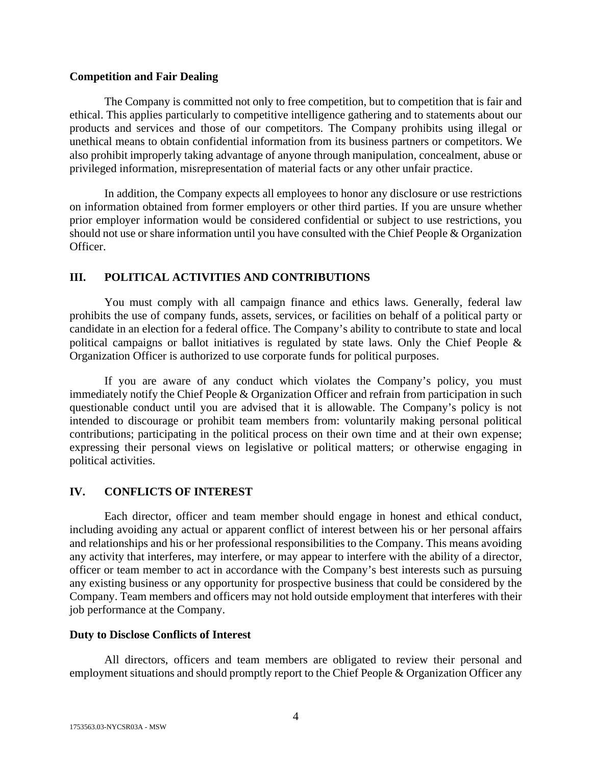**Competition and Fair Dealing**

The Company is committed not only to free competition, but to competition that is fair and ethical. This applies particularly to competitive intelligence gathering and to statements about our products and services and those of our competitors. The Company prohibits using illegal or unethical means to obtain confidential information from its business partners or competitors. We also prohibit improperly taking advantage of anyone through manipulation, concealment, abuse or privileged information, misrepresentation of material facts or any other unfair practice.

In addition, the Company expects all employees to honor any disclosure or use restrictions on information obtained from former employers or other third parties. If you are unsure whether prior employer information would be considered confidential or subject to use restrictions, you should not use or share information until you have consulted with the Chief People & Organization Officer.

## III. POLITICAL ACTIVITIES AND CONTRIBUTIONS

You must comply with all campaign finance and ethics laws. Generally, federal law prohibits the use of company funds, assets, services, or facilities on behalf of a political party or candidate in an election for a federal office. The Company's ability to contribute to state and local political campaigns or ballot initiatives is regulated by state laws. Only the Chief People & Organization Officer is authorized to use corporate funds for political purposes.

If you are aware of any conduct which violates the Company's policy, you must immediately notify the Chief People & Organization Officer and refrain from participation in such questionable conduct until you are advised that it is allowable. The Company's policy is not intended to discourage or prohibit team members from: voluntarily making personal political contributions; participating in the political process on their own time and at their own expense; expressing their personal views on legislative or political matters; or otherwise engaging in political activities.

## IV. CONFLICTS OF INTEREST

Each director, officer and team member should engage in honest and ethical conduct, including avoiding any actual or apparent conflict of interest between his or her personal affairs and relationships and his or her professional responsibilities to the Company. This means avoiding any activity that interferes, may interfere, or may appear to interfere with the ability of a director, officer or team member to act in accordance with the Company's best interests such as pursuing any existing business or any opportunity for prospective business that could be considered by the Company. Team members and officers may not hold outside employment that interferes with their job performance at the Company.

**Duty to Disclose Conflicts of Interest**

All directors, officers and team members are obligated to review their personal and employment situations and should promptly report to the Chief People & Organization Officer any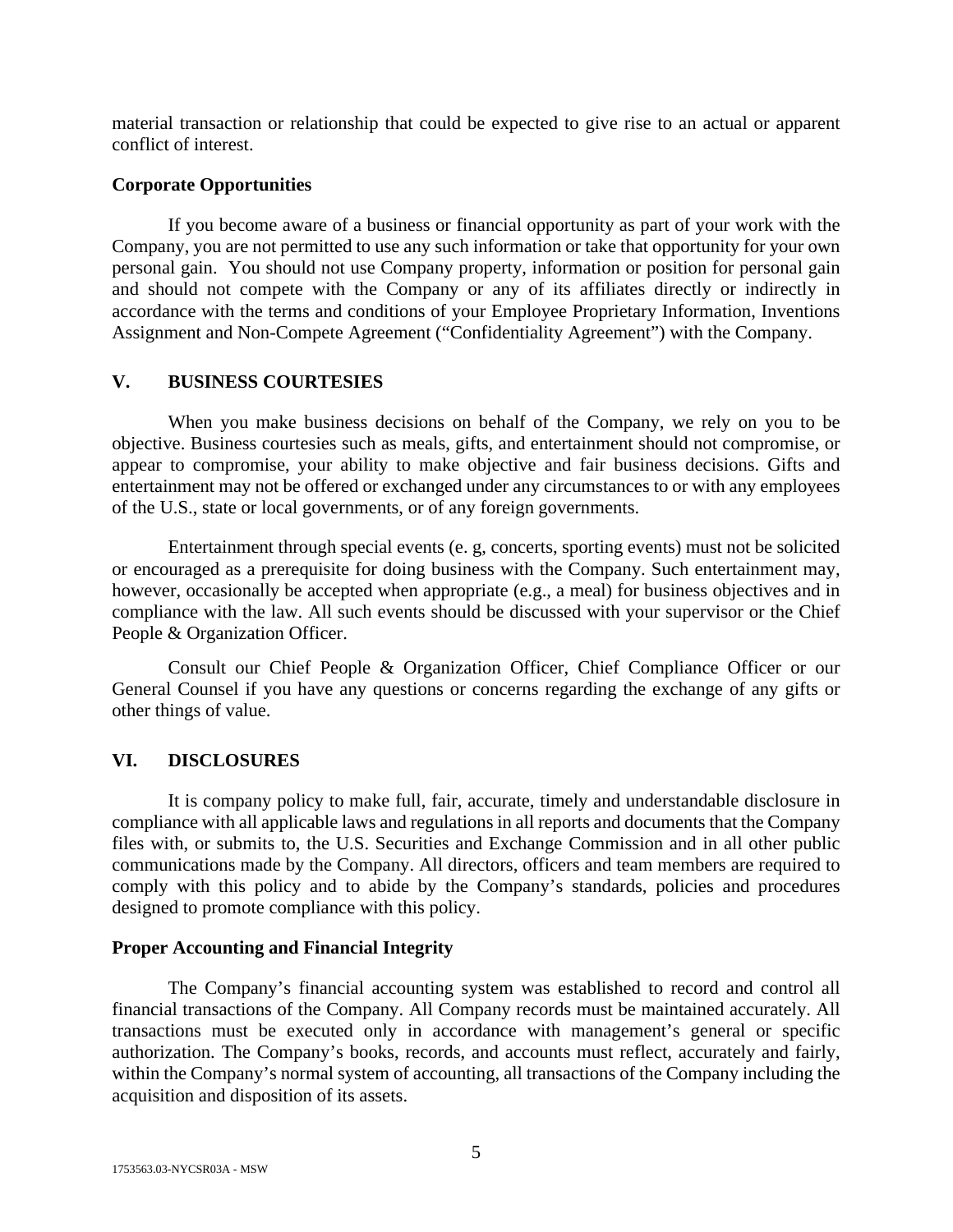material transaction or relationship that could be expected to give rise to an actual or apparent conflict of interest.

**Corporate Opportunities**

If you become aware of a business or financial opportunity as part of your work with the Company, you are not permitted to use any such information or take that opportunity for your own personal gain. You should not use Company property, information or position for personal gain and should not compete with the Company or any of its affiliates directly or indirectly in accordance with the terms and conditions of your Employee Proprietary Information, Inventions Assignment and Non-Compete Agreement ("Confidentiality Agreement") with the Company.

## V. BUSINESS COURTESIES

When you make business decisions on behalf of the Company, we rely on you to be objective. Business courtesies such as meals, gifts, and entertainment should not compromise, or appear to compromise, your ability to make objective and fair business decisions. Gifts and entertainment may not be offered or exchanged under any circumstances to or with any employees of the U.S., state or local governments, or of any foreign governments.

Entertainment through special events (e. g, concerts, sporting events) must not be solicited or encouraged as a prerequisite for doing business with the Company. Such entertainment may, however, occasionally be accepted when appropriate (e.g., a meal) for business objectives and in compliance with the law. All such events should be discussed with your supervisor or the Chief People & Organization Officer.

Consult our Chief People & Organization Officer, Chief Compliance Officer or our General Counsel if you have any questions or concerns regarding the exchange of any gifts or other things of value.

## VI. DISCLOSURES

It is company policy to make full, fair, accurate, timely and understandable disclosure in compliance with all applicable laws and regulations in all reports and documents that the Company files with, or submits to, the U.S. Securities and Exchange Commission and in all other public communications made by the Company. All directors, officers and team members are required to comply with this policy and to abide by the Company's standards, policies and procedures designed to promote compliance with this policy.

**Proper Accounting and Financial Integrity**

The Company's financial accounting system was established to record and control all financial transactions of the Company. All Company records must be maintained accurately. All transactions must be executed only in accordance with management's general or specific authorization. The Company's books, records, and accounts must reflect, accurately and fairly, within the Company's normal system of accounting, all transactions of the Company including the acquisition and disposition of its assets.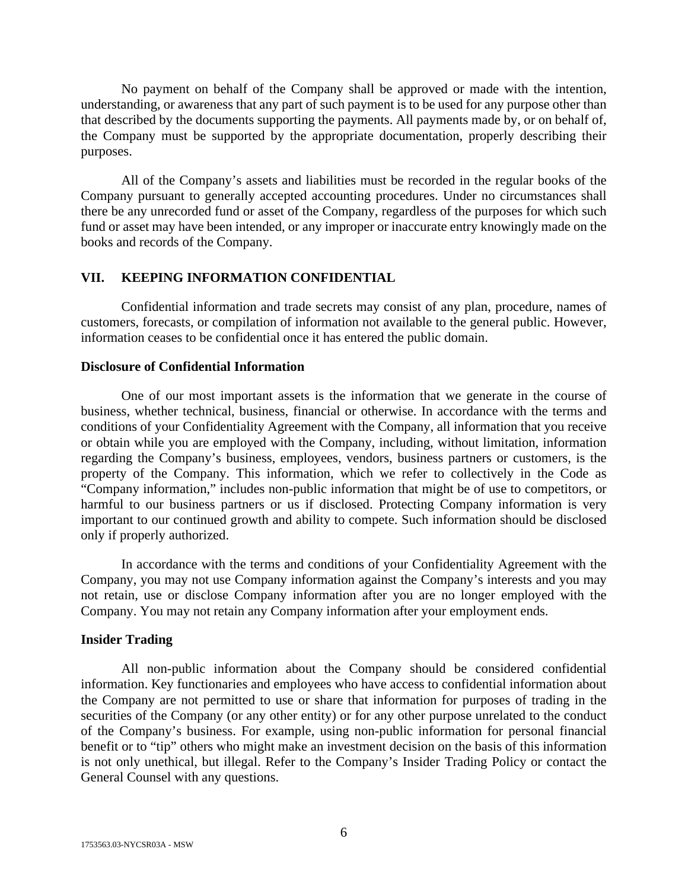No payment on behalf of the Company shall be approved or made with the intention, understanding, or awareness that any part of such payment is to be used for any purpose other than that described by the documents supporting the payments. All payments made by, or on behalf of, the Company must be supported by the appropriate documentation, properly describing their purposes.

All of the Company's assets and liabilities must be recorded in the regular books of the Company pursuant to generally accepted accounting procedures. Under no circumstances shall there be any unrecorded fund or asset of the Company, regardless of the purposes for which such fund or asset may have been intended, or any improper or inaccurate entry knowingly made on the books and records of the Company.

## VII. KEEPING INFORMATION CONFIDENTIAL

Confidential information and trade secrets may consist of any plan, procedure, names of customers, forecasts, or compilation of information not available to the general public. However, information ceases to be confidential once it has entered the public domain.

### Disclosure of Confidential Information

One of our most important assets is the information that we generate in the course of business, whether technical, business, financial or otherwise. In accordance with the terms and conditions of your Confidentiality Agreement with the Company, all information that you receive or obtain while you are employed with the Company, including, without limitation, information regarding the Company's business, employees, vendors, business partners or customers, is the property of the Company. This information, which we refer to collectively in the Code as "Company information," includes non-public information that might be of use to competitors, or harmful to our business partners or us if disclosed. Protecting Company information is very important to our continued growth and ability to compete. Such information should be disclosed only if properly authorized.

In accordance with the terms and conditions of your Confidentiality Agreement with the Company, you may not use Company information against the Company's interests and you may not retain, use or disclose Company information after you are no longer employed with the Company. You may not retain any Company information after your employment ends.

### Insider Trading

All non-public information about the Company should be considered confidential information. Key functionaries and employees who have access to confidential information about the Company are not permitted to use or share that information for purposes of trading in the securities of the Company (or any other entity) or for any other purpose unrelated to the conduct of the Company's business. For example, using non-public information for personal financial benefit or to "tip" others who might make an investment decision on the basis of this information is not only unethical, but illegal. Refer to the Company's Insider Trading Policy or contact the General Counsel with any questions.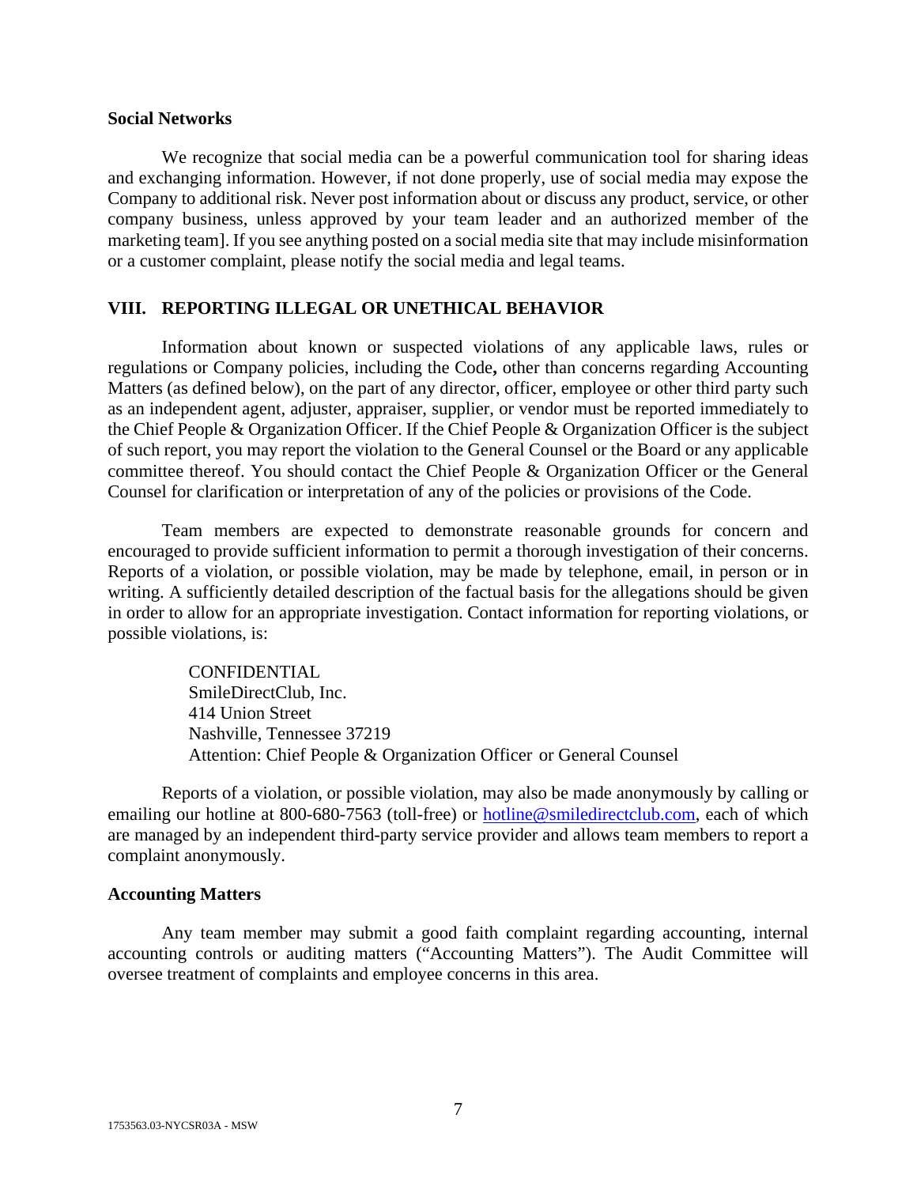**Social Networks**

We recognize that social media can be a powerful communication tool for sharing ideas and exchanging information. However, if not done properly, use of social media may expose the Company to additional risk. Never post information about or discuss any product, service, or other company business, unless approved by your team leader and an authorized member of the marketing team]. If you see anything posted on a social media site that may include misinformation or a customer complaint, please notify the social media and legal teams.

## VIII. REPORTING ILLEGAL OR UNETHICAL BEHAVIOR

Information about known or suspected violations of any applicable laws, rules or regulations or Company policies, including the Code**,** other than concerns regarding Accounting Matters (as defined below), on the part of any director, officer, employee or other third party such as an independent agent, adjuster, appraiser, supplier, or vendor must be reported immediately to the Chief People & Organization Officer. If the Chief People & Organization Officer is the subject of such report, you may report the violation to the General Counsel or the Board or any applicable committee thereof. You should contact the Chief People & Organization Officer or the General Counsel for clarification or interpretation of any of the policies or provisions of the Code.

Team members are expected to demonstrate reasonable grounds for concern and encouraged to provide sufficient information to permit a thorough investigation of their concerns. Reports of a violation, or possible violation, may be made by telephone, email, in person or in writing. A sufficiently detailed description of the factual basis for the allegations should be given in order to allow for an appropriate investigation. Contact information for reporting violations, or possible violations, is:

> CONFIDENTIAL
> SmileDirectClub, Inc.
> 414 Union Street
> Nashville, Tennessee 37219
> Attention: Chief People & Organization Officer or General Counsel

Reports of a violation, or possible violation, may also be made anonymously by calling or emailing our hotline at 800-680-7563 (toll-free) or hotline@smiledirectclub.com, each of which are managed by an independent third-party service provider and allows team members to report a complaint anonymously.

**Accounting Matters**

Any team member may submit a good faith complaint regarding accounting, internal accounting controls or auditing matters ("Accounting Matters"). The Audit Committee will oversee treatment of complaints and employee concerns in this area.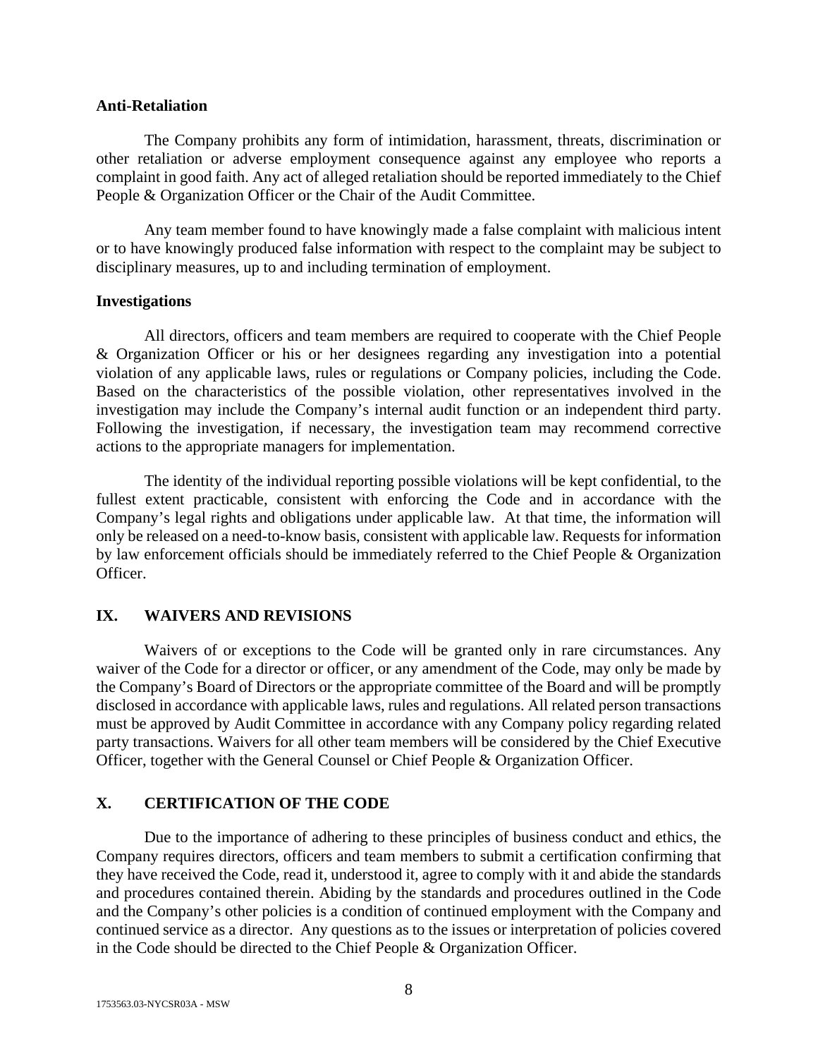**Anti-Retaliation**

The Company prohibits any form of intimidation, harassment, threats, discrimination or other retaliation or adverse employment consequence against any employee who reports a complaint in good faith. Any act of alleged retaliation should be reported immediately to the Chief People & Organization Officer or the Chair of the Audit Committee.

Any team member found to have knowingly made a false complaint with malicious intent or to have knowingly produced false information with respect to the complaint may be subject to disciplinary measures, up to and including termination of employment.

**Investigations**

All directors, officers and team members are required to cooperate with the Chief People & Organization Officer or his or her designees regarding any investigation into a potential violation of any applicable laws, rules or regulations or Company policies, including the Code. Based on the characteristics of the possible violation, other representatives involved in the investigation may include the Company's internal audit function or an independent third party. Following the investigation, if necessary, the investigation team may recommend corrective actions to the appropriate managers for implementation.

The identity of the individual reporting possible violations will be kept confidential, to the fullest extent practicable, consistent with enforcing the Code and in accordance with the Company's legal rights and obligations under applicable law. At that time, the information will only be released on a need-to-know basis, consistent with applicable law. Requests for information by law enforcement officials should be immediately referred to the Chief People & Organization Officer.

## IX. WAIVERS AND REVISIONS

Waivers of or exceptions to the Code will be granted only in rare circumstances. Any waiver of the Code for a director or officer, or any amendment of the Code, may only be made by the Company's Board of Directors or the appropriate committee of the Board and will be promptly disclosed in accordance with applicable laws, rules and regulations. All related person transactions must be approved by Audit Committee in accordance with any Company policy regarding related party transactions. Waivers for all other team members will be considered by the Chief Executive Officer, together with the General Counsel or Chief People & Organization Officer.

## X. CERTIFICATION OF THE CODE

Due to the importance of adhering to these principles of business conduct and ethics, the Company requires directors, officers and team members to submit a certification confirming that they have received the Code, read it, understood it, agree to comply with it and abide the standards and procedures contained therein. Abiding by the standards and procedures outlined in the Code and the Company's other policies is a condition of continued employment with the Company and continued service as a director. Any questions as to the issues or interpretation of policies covered in the Code should be directed to the Chief People & Organization Officer.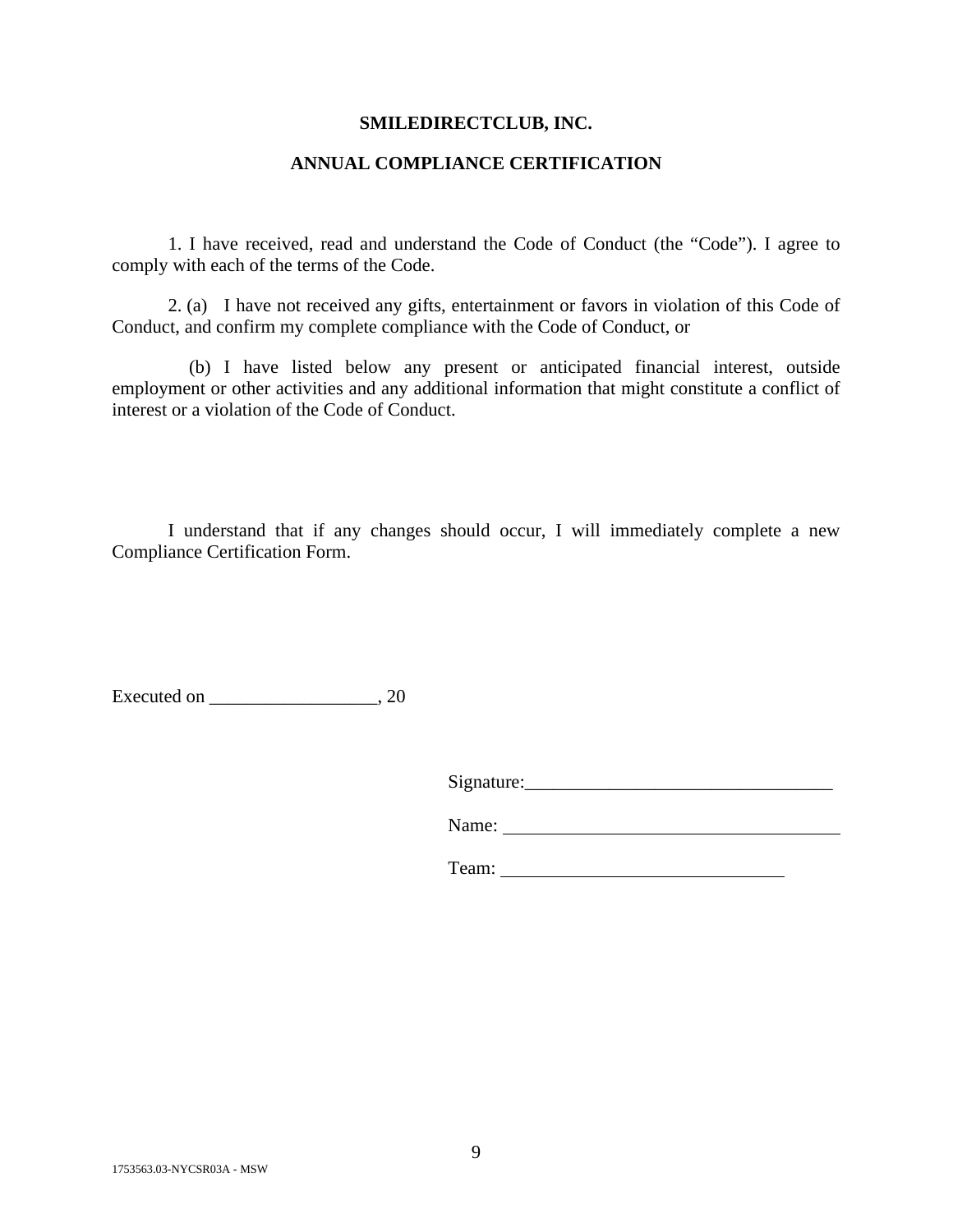**SMILEDIRECTCLUB, INC.**

**ANNUAL COMPLIANCE CERTIFICATION**

1. I have received, read and understand the Code of Conduct (the "Code"). I agree to comply with each of the terms of the Code.

2. (a) I have not received any gifts, entertainment or favors in violation of this Code of Conduct, and confirm my complete compliance with the Code of Conduct, or

(b) I have listed below any present or anticipated financial interest, outside employment or other activities and any additional information that might constitute a conflict of interest or a violation of the Code of Conduct.

I understand that if any changes should occur, I will immediately complete a new Compliance Certification Form.

Executed on __________________, 20

Signature:_________________________________

Name: _____________________________________

Team: ______________________________

1753563.03-NYCSR03A - MSW